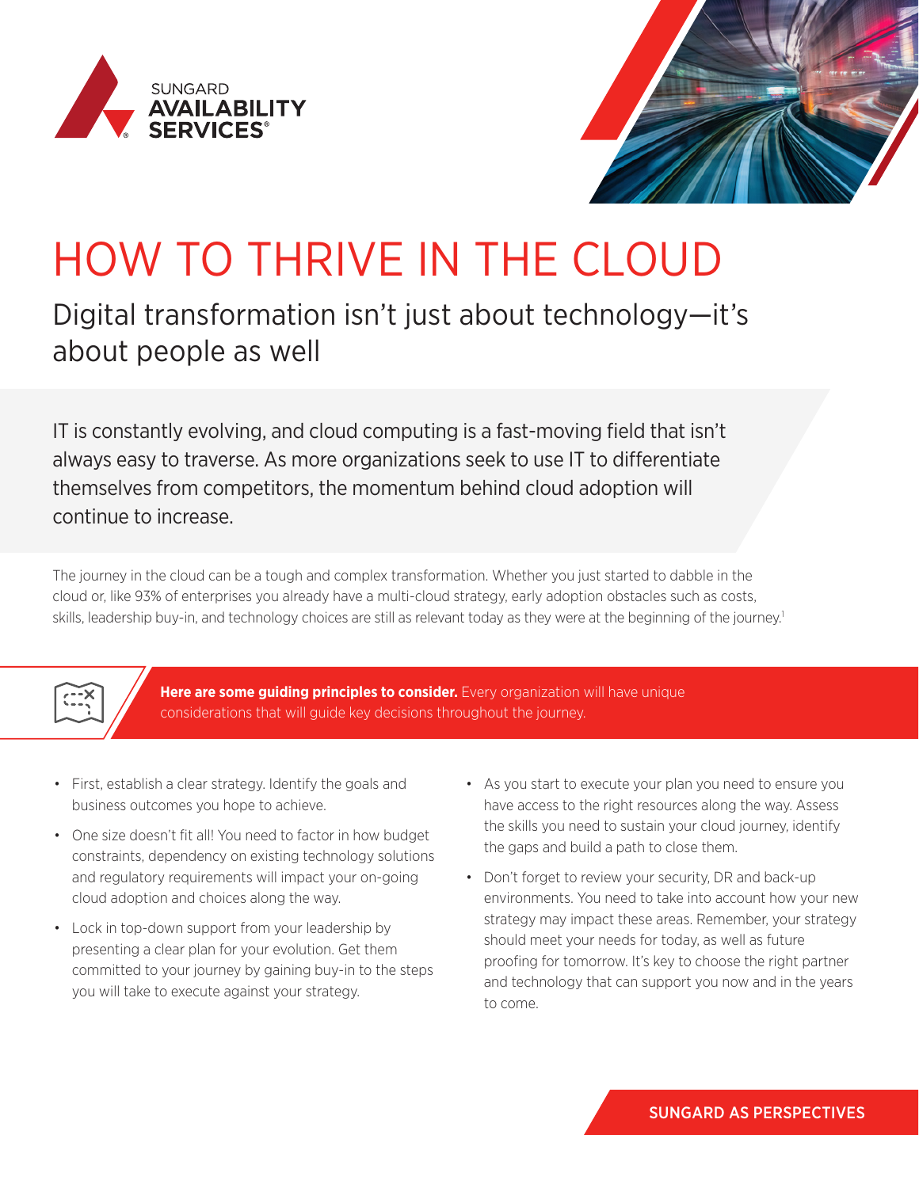SUNGARD AVAILABILITY SERVICES®

# HOW TO THRIVE IN THE CLOUD

## Digital transformation isn't just about technology—it's about people as well

IT is constantly evolving, and cloud computing is a fast-moving field that isn't always easy to traverse. As more organizations seek to use IT to differentiate themselves from competitors, the momentum behind cloud adoption will continue to increase.

The journey in the cloud can be a tough and complex transformation. Whether you just started to dabble in the cloud or, like 93% of enterprises you already have a multi-cloud strategy, early adoption obstacles such as costs, skills, leadership buy-in, and technology choices are still as relevant today as they were at the beginning of the journey.[1]

**Here are some guiding principles to consider.** Every organization will have unique considerations that will guide key decisions throughout the journey.

- First, establish a clear strategy. Identify the goals and business outcomes you hope to achieve.
- One size doesn't fit all! You need to factor in how budget constraints, dependency on existing technology solutions and regulatory requirements will impact your on-going cloud adoption and choices along the way.
- Lock in top-down support from your leadership by presenting a clear plan for your evolution. Get them committed to your journey by gaining buy-in to the steps you will take to execute against your strategy.
- As you start to execute your plan you need to ensure you have access to the right resources along the way. Assess the skills you need to sustain your cloud journey, identify the gaps and build a path to close them.
- Don't forget to review your security, DR and back-up environments. You need to take into account how your new strategy may impact these areas. Remember, your strategy should meet your needs for today, as well as future proofing for tomorrow. It's key to choose the right partner and technology that can support you now and in the years to come.

SUNGARD AS PERSPECTIVES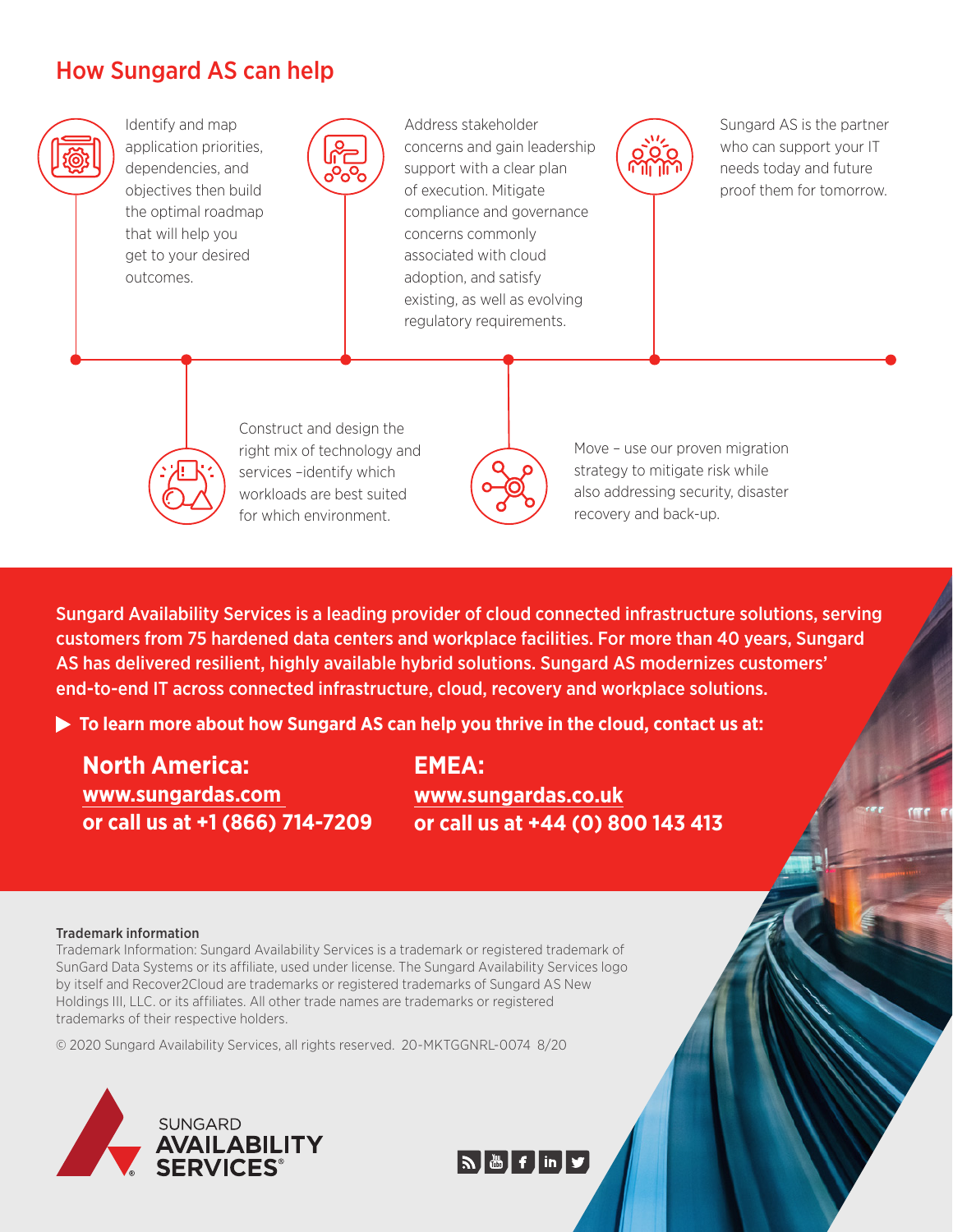## How Sungard AS can help

Identify and map application priorities, dependencies, and objectives then build the optimal roadmap that will help you get to your desired outcomes.

Address stakeholder concerns and gain leadership support with a clear plan of execution. Mitigate compliance and governance concerns commonly associated with cloud adoption, and satisfy existing, as well as evolving regulatory requirements.

Sungard AS is the partner who can support your IT needs today and future proof them for tomorrow.

Construct and design the right mix of technology and services –identify which workloads are best suited for which environment.

Move – use our proven migration strategy to mitigate risk while also addressing security, disaster recovery and back-up.

**Sungard Availability Services is a leading provider of cloud connected infrastructure solutions, serving customers from 75 hardened data centers and workplace facilities. For more than 40 years, Sungard AS has delivered resilient, highly available hybrid solutions. Sungard AS modernizes customers' end-to-end IT across connected infrastructure, cloud, recovery and workplace solutions.**

▶ **To learn more about how Sungard AS can help you thrive in the cloud, contact us at:**

**North America:**
**www.sungardas.com**
**or call us at +1 (866) 714-7209**

**EMEA:**
**www.sungardas.co.uk**
**or call us at +44 (0) 800 143 413**

**Trademark information**

Trademark Information: Sungard Availability Services is a trademark or registered trademark of SunGard Data Systems or its affiliate, used under license. The Sungard Availability Services logo by itself and Recover2Cloud are trademarks or registered trademarks of Sungard AS New Holdings III, LLC. or its affiliates. All other trade names are trademarks or registered trademarks of their respective holders.

© 2020 Sungard Availability Services, all rights reserved. 20-MKTGGNRL-0074 8/20

SUNGARD AVAILABILITY SERVICES®